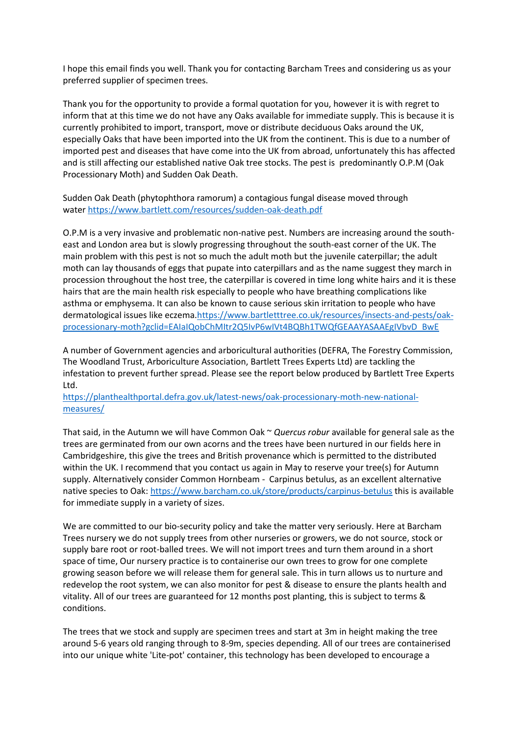I hope this email finds you well. Thank you for contacting Barcham Trees and considering us as your preferred supplier of specimen trees.

Thank you for the opportunity to provide a formal quotation for you, however it is with regret to inform that at this time we do not have any Oaks available for immediate supply. This is because it is currently prohibited to import, transport, move or distribute deciduous Oaks around the UK, especially Oaks that have been imported into the UK from the continent. This is due to a number of imported pest and diseases that have come into the UK from abroad, unfortunately this has affected and is still affecting our established native Oak tree stocks. The pest is predominantly O.P.M (Oak Processionary Moth) and Sudden Oak Death.

Sudden Oak Death (phytophthora ramorum) a contagious fungal disease moved through water [https://www.bartlett.com/resources/sudden-oak-death.pdf](https://www.bartlett.com/resources/sudden-oak-death.pdf)

O.P.M is a very invasive and problematic non-native pest. Numbers are increasing around the south-east and London area but is slowly progressing throughout the south-east corner of the UK. The main problem with this pest is not so much the adult moth but the juvenile caterpillar; the adult moth can lay thousands of eggs that pupate into caterpillars and as the name suggest they march in procession throughout the host tree, the caterpillar is covered in time long white hairs and it is these hairs that are the main health risk especially to people who have breathing complications like asthma or emphysema. It can also be known to cause serious skin irritation to people who have dermatological issues like eczema.[https://www.bartletttree.co.uk/resources/insects-and-pests/oak-processionary-moth?gclid=EAIaIQobChMItr2Q5IvP6wIVt4BQBh1TWQfGEAAYASAAEgIVbvD_BwE](https://www.bartletttree.co.uk/resources/insects-and-pests/oak-processionary-moth?gclid=EAIaIQobChMItr2Q5IvP6wIVt4BQBh1TWQfGEAAYASAAEgIVbvD_BwE)

A number of Government agencies and arboricultural authorities (DEFRA, The Forestry Commission, The Woodland Trust, Arboriculture Association, Bartlett Trees Experts Ltd) are tackling the infestation to prevent further spread. Please see the report below produced by Bartlett Tree Experts Ltd.
[https://planthealthportal.defra.gov.uk/latest-news/oak-processionary-moth-new-national-measures/](https://planthealthportal.defra.gov.uk/latest-news/oak-processionary-moth-new-national-measures/)

That said, in the Autumn we will have Common Oak ~ *Quercus robur* available for general sale as the trees are germinated from our own acorns and the trees have been nurtured in our fields here in Cambridgeshire, this give the trees and British provenance which is permitted to the distributed within the UK. I recommend that you contact us again in May to reserve your tree(s) for Autumn supply. Alternatively consider Common Hornbeam - Carpinus betulus, as an excellent alternative native species to Oak: [https://www.barcham.co.uk/store/products/carpinus-betulus](https://www.barcham.co.uk/store/products/carpinus-betulus) this is available for immediate supply in a variety of sizes.

We are committed to our bio-security policy and take the matter very seriously. Here at Barcham Trees nursery we do not supply trees from other nurseries or growers, we do not source, stock or supply bare root or root-balled trees. We will not import trees and turn them around in a short space of time, Our nursery practice is to containerise our own trees to grow for one complete growing season before we will release them for general sale. This in turn allows us to nurture and redevelop the root system, we can also monitor for pest & disease to ensure the plants health and vitality. All of our trees are guaranteed for 12 months post planting, this is subject to terms & conditions.

The trees that we stock and supply are specimen trees and start at 3m in height making the tree around 5-6 years old ranging through to 8-9m, species depending. All of our trees are containerised into our unique white 'Lite-pot' container, this technology has been developed to encourage a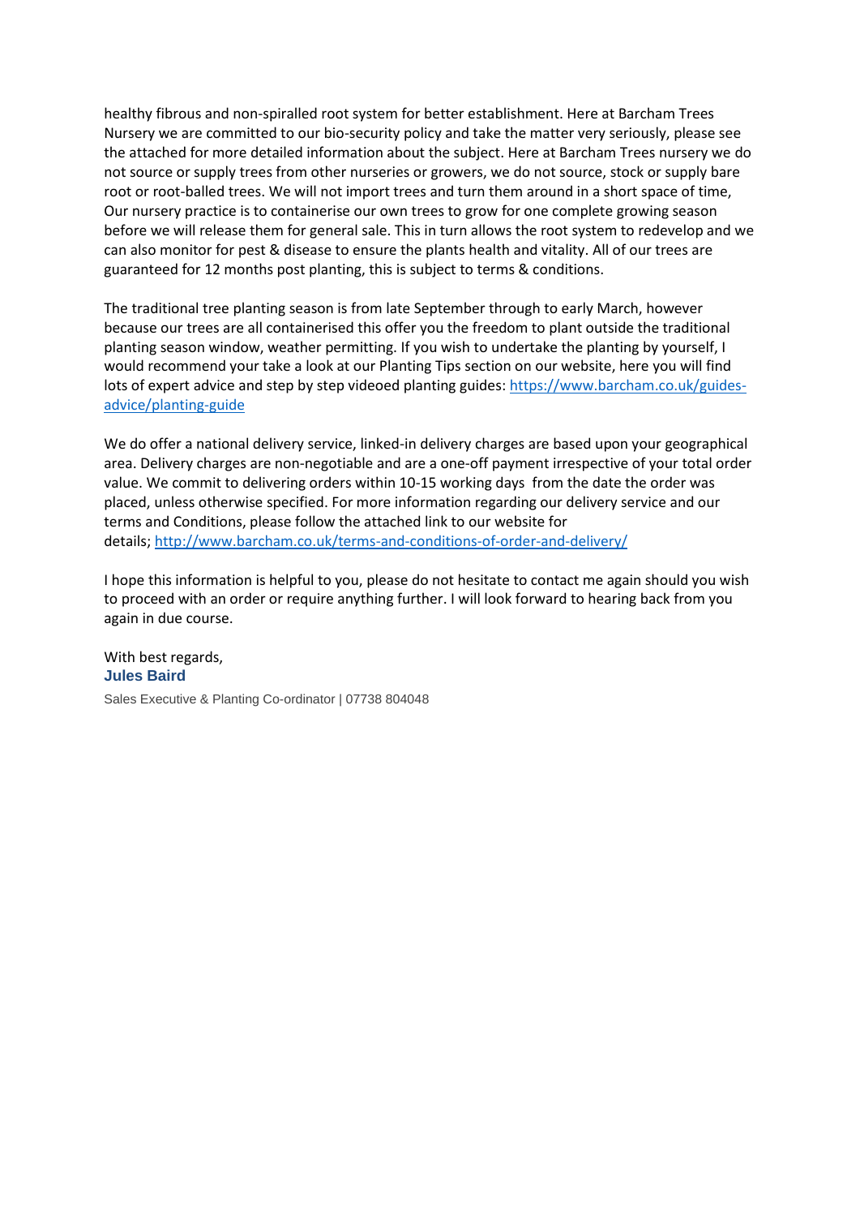healthy fibrous and non-spiralled root system for better establishment. Here at Barcham Trees Nursery we are committed to our bio-security policy and take the matter very seriously, please see the attached for more detailed information about the subject. Here at Barcham Trees nursery we do not source or supply trees from other nurseries or growers, we do not source, stock or supply bare root or root-balled trees. We will not import trees and turn them around in a short space of time, Our nursery practice is to containerise our own trees to grow for one complete growing season before we will release them for general sale. This in turn allows the root system to redevelop and we can also monitor for pest & disease to ensure the plants health and vitality. All of our trees are guaranteed for 12 months post planting, this is subject to terms & conditions.

The traditional tree planting season is from late September through to early March, however because our trees are all containerised this offer you the freedom to plant outside the traditional planting season window, weather permitting. If you wish to undertake the planting by yourself, I would recommend your take a look at our Planting Tips section on our website, here you will find lots of expert advice and step by step videoed planting guides: [https://www.barcham.co.uk/guides-advice/planting-guide](https://www.barcham.co.uk/guides-advice/planting-guide)

We do offer a national delivery service, linked-in delivery charges are based upon your geographical area. Delivery charges are non-negotiable and are a one-off payment irrespective of your total order value. We commit to delivering orders within 10-15 working days from the date the order was placed, unless otherwise specified. For more information regarding our delivery service and our terms and Conditions, please follow the attached link to our website for details; [http://www.barcham.co.uk/terms-and-conditions-of-order-and-delivery/](http://www.barcham.co.uk/terms-and-conditions-of-order-and-delivery/)

I hope this information is helpful to you, please do not hesitate to contact me again should you wish to proceed with an order or require anything further. I will look forward to hearing back from you again in due course.

With best regards,
**Jules Baird**
Sales Executive & Planting Co-ordinator | 07738 804048